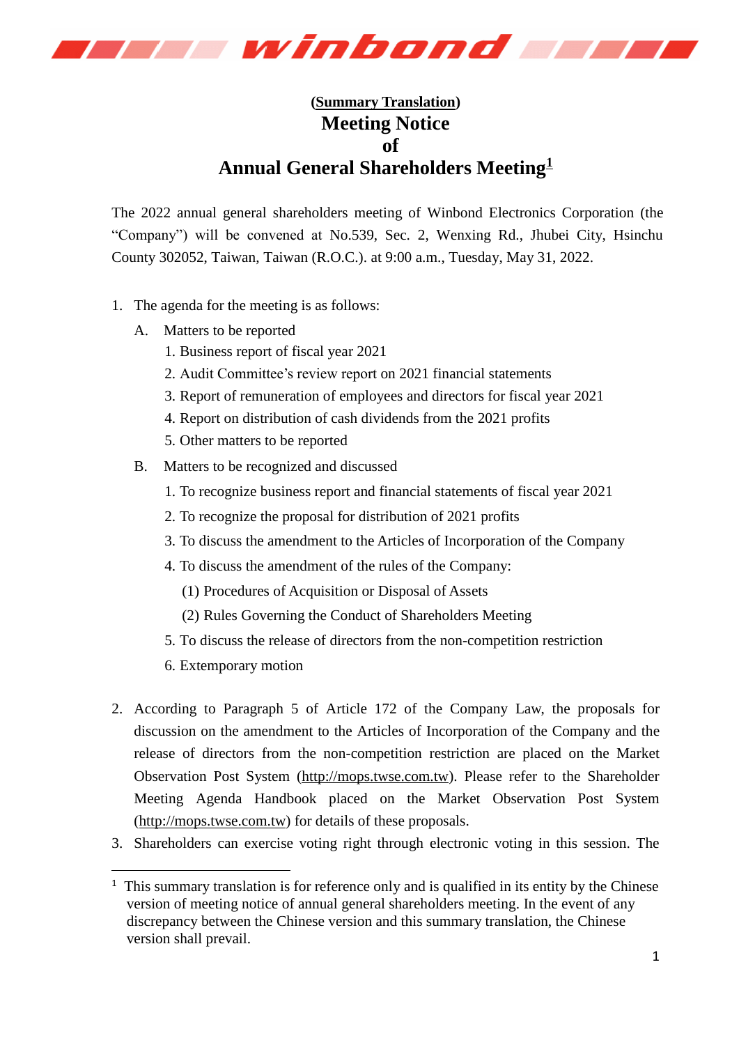**(Summary Translation)**

# Meeting Notice of Annual General Shareholders Meeting[1]

The 2022 annual general shareholders meeting of Winbond Electronics Corporation (the "Company") will be convened at No.539, Sec. 2, Wenxing Rd., Jhubei City, Hsinchu County 302052, Taiwan, Taiwan (R.O.C.). at 9:00 a.m., Tuesday, May 31, 2022.

1. The agenda for the meeting is as follows:
   - A. Matters to be reported
     1. Business report of fiscal year 2021
     2. Audit Committee's review report on 2021 financial statements
     3. Report of remuneration of employees and directors for fiscal year 2021
     4. Report on distribution of cash dividends from the 2021 profits
     5. Other matters to be reported
   - B. Matters to be recognized and discussed
     1. To recognize business report and financial statements of fiscal year 2021
     2. To recognize the proposal for distribution of 2021 profits
     3. To discuss the amendment to the Articles of Incorporation of the Company
     4. To discuss the amendment of the rules of the Company:
        - (1) Procedures of Acquisition or Disposal of Assets
        - (2) Rules Governing the Conduct of Shareholders Meeting
     5. To discuss the release of directors from the non-competition restriction
     6. Extemporary motion

2. According to Paragraph 5 of Article 172 of the Company Law, the proposals for discussion on the amendment to the Articles of Incorporation of the Company and the release of directors from the non-competition restriction are placed on the Market Observation Post System (http://mops.twse.com.tw). Please refer to the Shareholder Meeting Agenda Handbook placed on the Market Observation Post System (http://mops.twse.com.tw) for details of these proposals.
3. Shareholders can exercise voting right through electronic voting in this session. The

---

[1] This summary translation is for reference only and is qualified in its entity by the Chinese version of meeting notice of annual general shareholders meeting. In the event of any discrepancy between the Chinese version and this summary translation, the Chinese version shall prevail.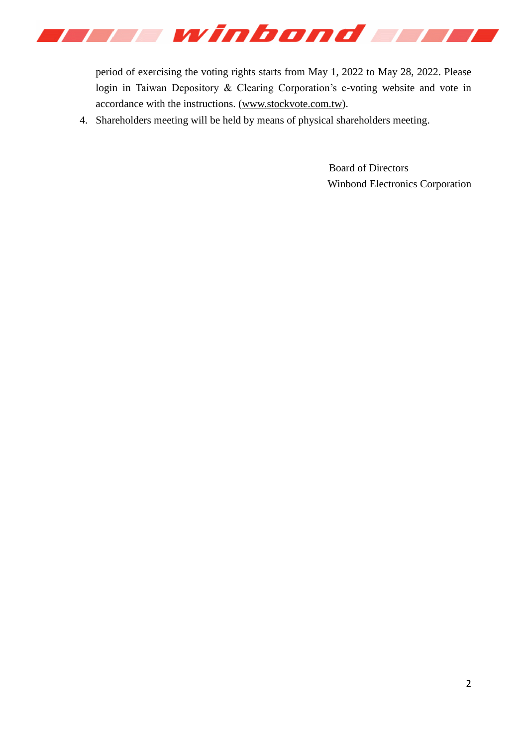period of exercising the voting rights starts from May 1, 2022 to May 28, 2022. Please login in Taiwan Depository & Clearing Corporation's e-voting website and vote in accordance with the instructions. (www.stockvote.com.tw).

4. Shareholders meeting will be held by means of physical shareholders meeting.

Board of Directors
Winbond Electronics Corporation